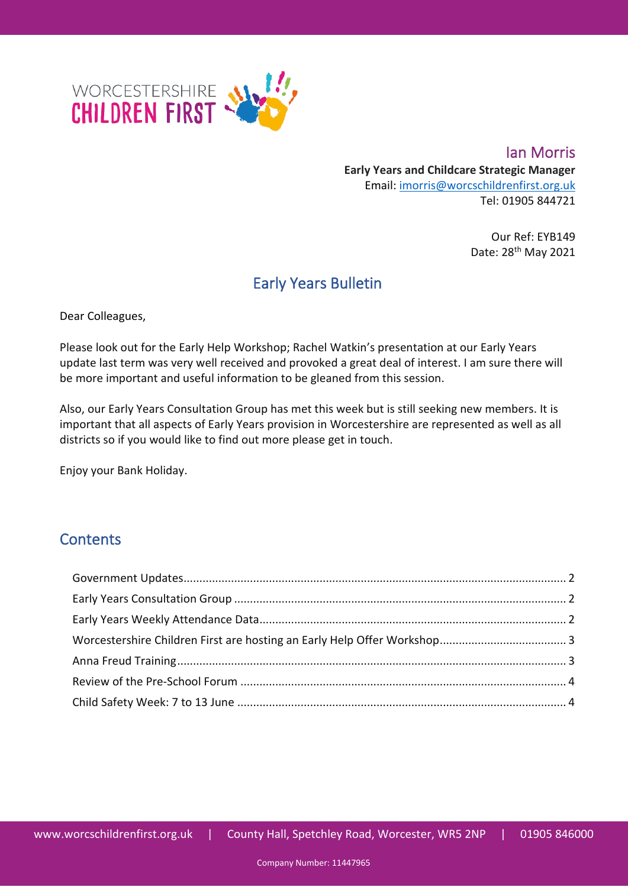Ian Morris

**Early Years and Childcare Strategic Manager**

Email: imorris@worcschildrenfirst.org.uk

Tel: 01905 844721

Our Ref: EYB149

Date: 28th May 2021

# Early Years Bulletin

Dear Colleagues,

Please look out for the Early Help Workshop; Rachel Watkin's presentation at our Early Years update last term was very well received and provoked a great deal of interest. I am sure there will be more important and useful information to be gleaned from this session.

Also, our Early Years Consultation Group has met this week but is still seeking new members. It is important that all aspects of Early Years provision in Worcestershire are represented as well as all districts so if you would like to find out more please get in touch.

Enjoy your Bank Holiday.

## Contents

- Government Updates ..... 2
- Early Years Consultation Group ..... 2
- Early Years Weekly Attendance Data ..... 2
- Worcestershire Children First are hosting an Early Help Offer Workshop ..... 3
- Anna Freud Training ..... 3
- Review of the Pre-School Forum ..... 4
- Child Safety Week: 7 to 13 June ..... 4

www.worcschildrenfirst.org.uk | County Hall, Spetchley Road, Worcester, WR5 2NP | 01905 846000

Company Number: 11447965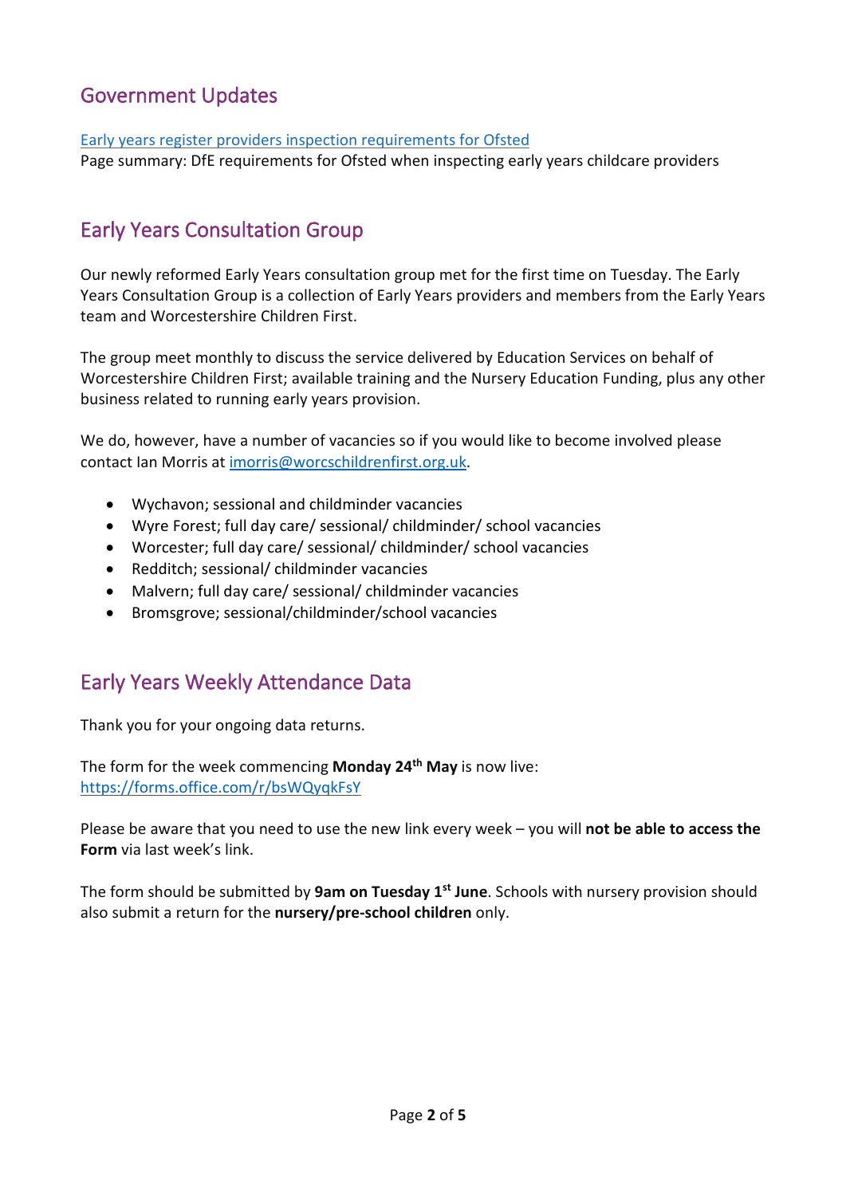## Government Updates

[Early years register providers inspection requirements for Ofsted](Early years register providers inspection requirements for Ofsted)
Page summary: DfE requirements for Ofsted when inspecting early years childcare providers

## Early Years Consultation Group

Our newly reformed Early Years consultation group met for the first time on Tuesday. The Early Years Consultation Group is a collection of Early Years providers and members from the Early Years team and Worcestershire Children First.

The group meet monthly to discuss the service delivered by Education Services on behalf of Worcestershire Children First; available training and the Nursery Education Funding, plus any other business related to running early years provision.

We do, however, have a number of vacancies so if you would like to become involved please contact Ian Morris at imorris@worcschildrenfirst.org.uk.

- Wychavon; sessional and childminder vacancies
- Wyre Forest; full day care/ sessional/ childminder/ school vacancies
- Worcester; full day care/ sessional/ childminder/ school vacancies
- Redditch; sessional/ childminder vacancies
- Malvern; full day care/ sessional/ childminder vacancies
- Bromsgrove; sessional/childminder/school vacancies

## Early Years Weekly Attendance Data

Thank you for your ongoing data returns.

The form for the week commencing **Monday 24th May** is now live:
https://forms.office.com/r/bsWQyqkFsY

Please be aware that you need to use the new link every week – you will **not be able to access the Form** via last week's link.

The form should be submitted by **9am on Tuesday 1st June**. Schools with nursery provision should also submit a return for the **nursery/pre-school children** only.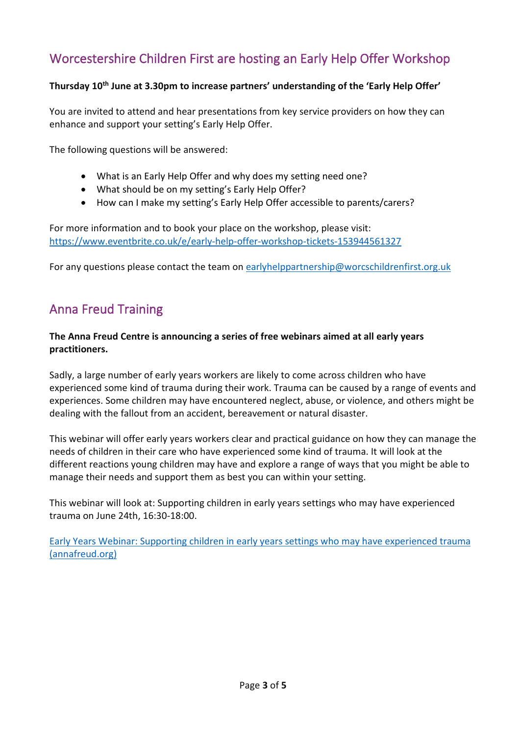## Worcestershire Children First are hosting an Early Help Offer Workshop

**Thursday 10th June at 3.30pm to increase partners' understanding of the 'Early Help Offer'**

You are invited to attend and hear presentations from key service providers on how they can enhance and support your setting's Early Help Offer.

The following questions will be answered:

- What is an Early Help Offer and why does my setting need one?
- What should be on my setting's Early Help Offer?
- How can I make my setting's Early Help Offer accessible to parents/carers?

For more information and to book your place on the workshop, please visit:
[https://www.eventbrite.co.uk/e/early-help-offer-workshop-tickets-153944561327](https://www.eventbrite.co.uk/e/early-help-offer-workshop-tickets-153944561327)

For any questions please contact the team on [earlyhelppartnership@worcschildrenfirst.org.uk](mailto:earlyhelppartnership@worcschildrenfirst.org.uk)

## Anna Freud Training

**The Anna Freud Centre is announcing a series of free webinars aimed at all early years practitioners.**

Sadly, a large number of early years workers are likely to come across children who have experienced some kind of trauma during their work. Trauma can be caused by a range of events and experiences. Some children may have encountered neglect, abuse, or violence, and others might be dealing with the fallout from an accident, bereavement or natural disaster.

This webinar will offer early years workers clear and practical guidance on how they can manage the needs of children in their care who have experienced some kind of trauma. It will look at the different reactions young children may have and explore a range of ways that you might be able to manage their needs and support them as best you can within your setting.

This webinar will look at: Supporting children in early years settings who may have experienced trauma on June 24th, 16:30-18:00.

Early Years Webinar: Supporting children in early years settings who may have experienced trauma (annafreud.org)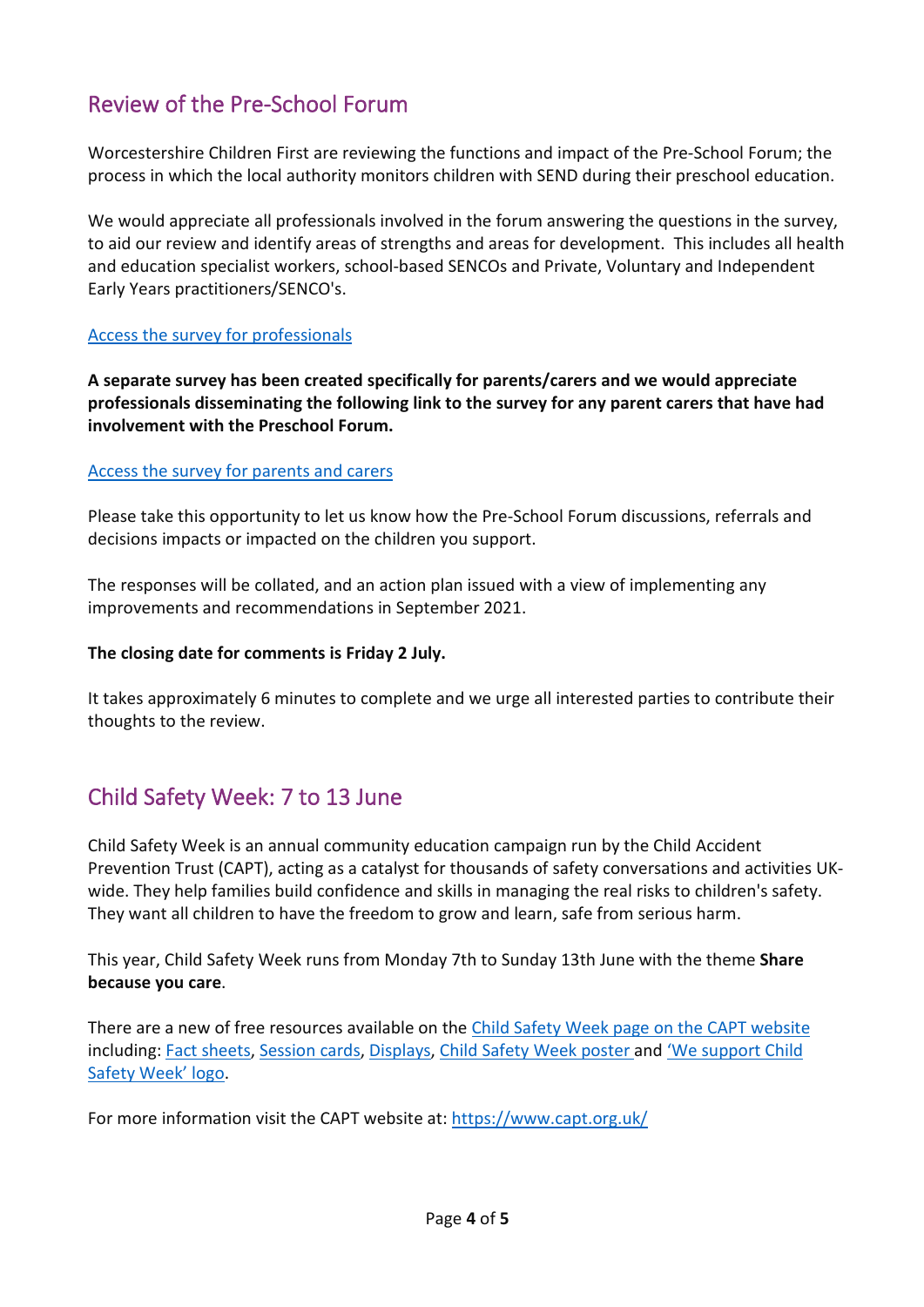## Review of the Pre-School Forum

Worcestershire Children First are reviewing the functions and impact of the Pre-School Forum; the process in which the local authority monitors children with SEND during their preschool education.

We would appreciate all professionals involved in the forum answering the questions in the survey, to aid our review and identify areas of strengths and areas for development. This includes all health and education specialist workers, school-based SENCOs and Private, Voluntary and Independent Early Years practitioners/SENCO's.

Access the survey for professionals

**A separate survey has been created specifically for parents/carers and we would appreciate professionals disseminating the following link to the survey for any parent carers that have had involvement with the Preschool Forum.**

Access the survey for parents and carers

Please take this opportunity to let us know how the Pre-School Forum discussions, referrals and decisions impacts or impacted on the children you support.

The responses will be collated, and an action plan issued with a view of implementing any improvements and recommendations in September 2021.

**The closing date for comments is Friday 2 July.**

It takes approximately 6 minutes to complete and we urge all interested parties to contribute their thoughts to the review.

## Child Safety Week: 7 to 13 June

Child Safety Week is an annual community education campaign run by the Child Accident Prevention Trust (CAPT), acting as a catalyst for thousands of safety conversations and activities UK-wide. They help families build confidence and skills in managing the real risks to children's safety. They want all children to have the freedom to grow and learn, safe from serious harm.

This year, Child Safety Week runs from Monday 7th to Sunday 13th June with the theme **Share because you care**.

There are a new of free resources available on the Child Safety Week page on the CAPT website including: Fact sheets, Session cards, Displays, Child Safety Week poster and 'We support Child Safety Week' logo.

For more information visit the CAPT website at: https://www.capt.org.uk/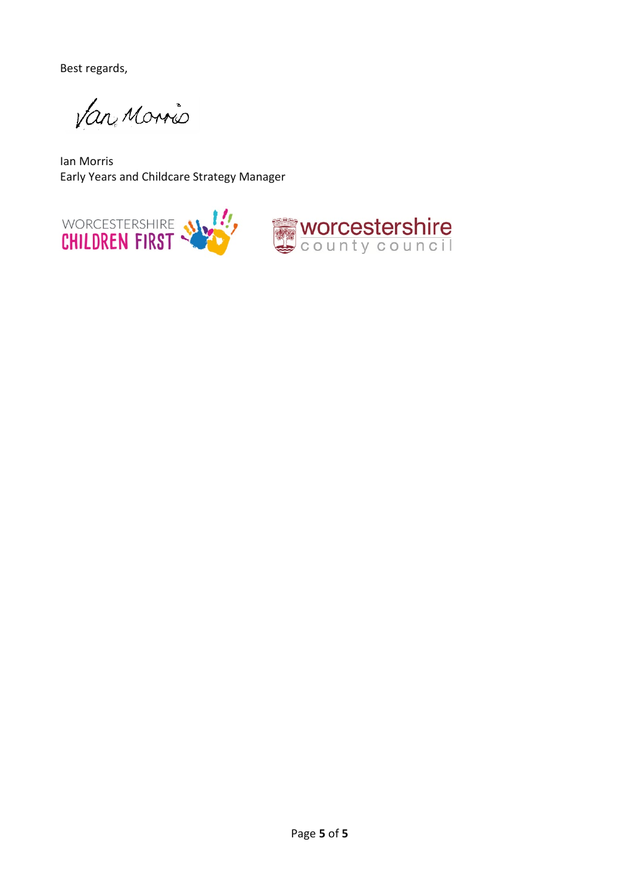Best regards,

Ian Morris
Early Years and Childcare Strategy Manager